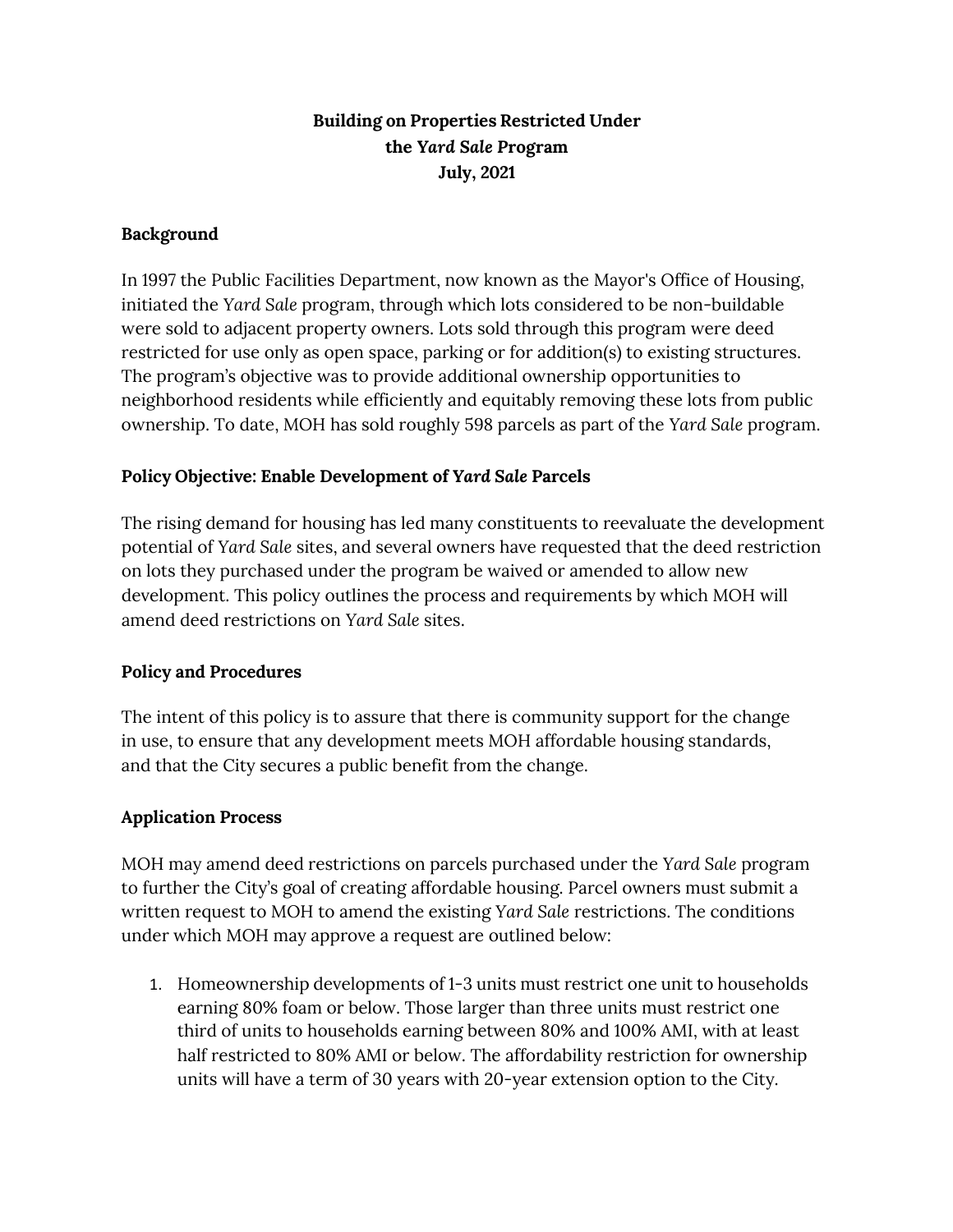**Building on Properties Restricted Under the *Yard Sale* Program**
**July, 2021**

## Background

In 1997 the Public Facilities Department, now known as the Mayor's Office of Housing, initiated the *Yard Sale* program, through which lots considered to be non-buildable were sold to adjacent property owners. Lots sold through this program were deed restricted for use only as open space, parking or for addition(s) to existing structures. The program's objective was to provide additional ownership opportunities to neighborhood residents while efficiently and equitably removing these lots from public ownership. To date, MOH has sold roughly 598 parcels as part of the *Yard Sale* program.

## Policy Objective: Enable Development of *Yard Sale* Parcels

The rising demand for housing has led many constituents to reevaluate the development potential of *Yard Sale* sites, and several owners have requested that the deed restriction on lots they purchased under the program be waived or amended to allow new development. This policy outlines the process and requirements by which MOH will amend deed restrictions on *Yard Sale* sites.

## Policy and Procedures

The intent of this policy is to assure that there is community support for the change in use, to ensure that any development meets MOH affordable housing standards, and that the City secures a public benefit from the change.

## Application Process

MOH may amend deed restrictions on parcels purchased under the *Yard Sale* program to further the City's goal of creating affordable housing. Parcel owners must submit a written request to MOH to amend the existing *Yard Sale* restrictions. The conditions under which MOH may approve a request are outlined below:

1. Homeownership developments of 1-3 units must restrict one unit to households earning 80% foam or below. Those larger than three units must restrict one third of units to households earning between 80% and 100% AMI, with at least half restricted to 80% AMI or below. The affordability restriction for ownership units will have a term of 30 years with 20-year extension option to the City.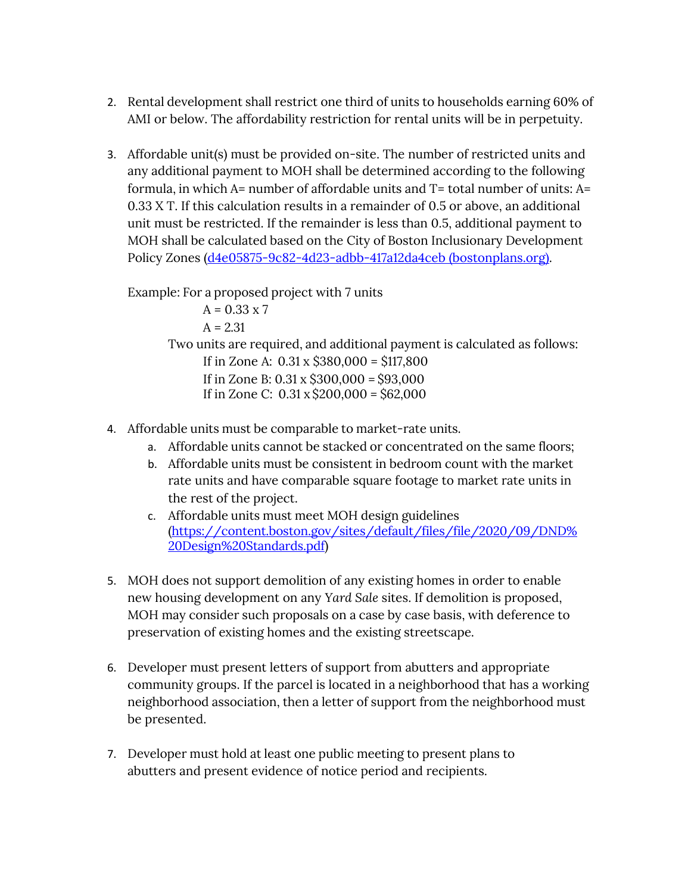2. Rental development shall restrict one third of units to households earning 60% of AMI or below. The affordability restriction for rental units will be in perpetuity.

3. Affordable unit(s) must be provided on-site. The number of restricted units and any additional payment to MOH shall be determined according to the following formula, in which A= number of affordable units and T= total number of units: A= 0.33 X T. If this calculation results in a remainder of 0.5 or above, an additional unit must be restricted. If the remainder is less than 0.5, additional payment to MOH shall be calculated based on the City of Boston Inclusionary Development Policy Zones ([d4e05875-9c82-4d23-adbb-417a12da4ceb (bostonplans.org)](bostonplans.org)).

   Example: For a proposed project with 7 units

   A = 0.33 x 7

   A = 2.31

   Two units are required, and additional payment is calculated as follows:

   If in Zone A: 0.31 x $380,000 = $117,800

   If in Zone B: 0.31 x $300,000 = $93,000

   If in Zone C: 0.31 x $200,000 = $62,000

4. Affordable units must be comparable to market-rate units.
   a. Affordable units cannot be stacked or concentrated on the same floors;
   b. Affordable units must be consistent in bedroom count with the market rate units and have comparable square footage to market rate units in the rest of the project.
   c. Affordable units must meet MOH design guidelines ([https://content.boston.gov/sites/default/files/file/2020/09/DND%20Design%20Standards.pdf](https://content.boston.gov/sites/default/files/file/2020/09/DND%20Design%20Standards.pdf))

5. MOH does not support demolition of any existing homes in order to enable new housing development on any *Yard Sale* sites. If demolition is proposed, MOH may consider such proposals on a case by case basis, with deference to preservation of existing homes and the existing streetscape.

6. Developer must present letters of support from abutters and appropriate community groups. If the parcel is located in a neighborhood that has a working neighborhood association, then a letter of support from the neighborhood must be presented.

7. Developer must hold at least one public meeting to present plans to abutters and present evidence of notice period and recipients.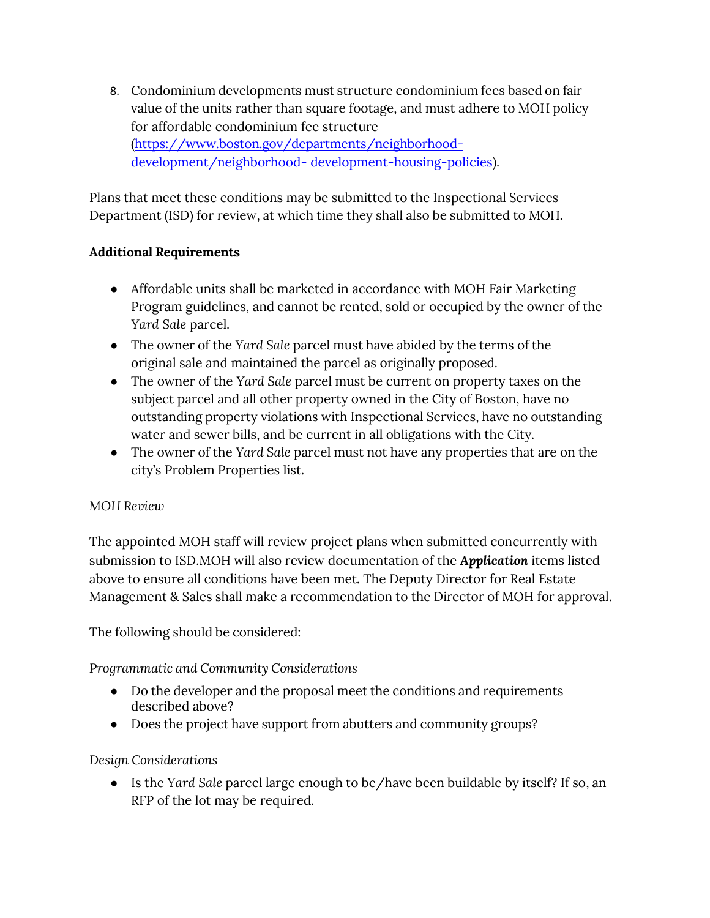8. Condominium developments must structure condominium fees based on fair value of the units rather than square footage, and must adhere to MOH policy for affordable condominium fee structure ([https://www.boston.gov/departments/neighborhood-development/neighborhood- development-housing-policies](https://www.boston.gov/departments/neighborhood-development/neighborhood-development-housing-policies)).

Plans that meet these conditions may be submitted to the Inspectional Services Department (ISD) for review, at which time they shall also be submitted to MOH.

**Additional Requirements**

- Affordable units shall be marketed in accordance with MOH Fair Marketing Program guidelines, and cannot be rented, sold or occupied by the owner of the *Yard Sale* parcel.
- The owner of the *Yard Sale* parcel must have abided by the terms of the original sale and maintained the parcel as originally proposed.
- The owner of the *Yard Sale* parcel must be current on property taxes on the subject parcel and all other property owned in the City of Boston, have no outstanding property violations with Inspectional Services, have no outstanding water and sewer bills, and be current in all obligations with the City.
- The owner of the *Yard Sale* parcel must not have any properties that are on the city's Problem Properties list.

*MOH Review*

The appointed MOH staff will review project plans when submitted concurrently with submission to ISD.MOH will also review documentation of the ***Application*** items listed above to ensure all conditions have been met. The Deputy Director for Real Estate Management & Sales shall make a recommendation to the Director of MOH for approval.

The following should be considered:

*Programmatic and Community Considerations*

- Do the developer and the proposal meet the conditions and requirements described above?
- Does the project have support from abutters and community groups?

*Design Considerations*

- Is the *Yard Sale* parcel large enough to be/have been buildable by itself? If so, an RFP of the lot may be required.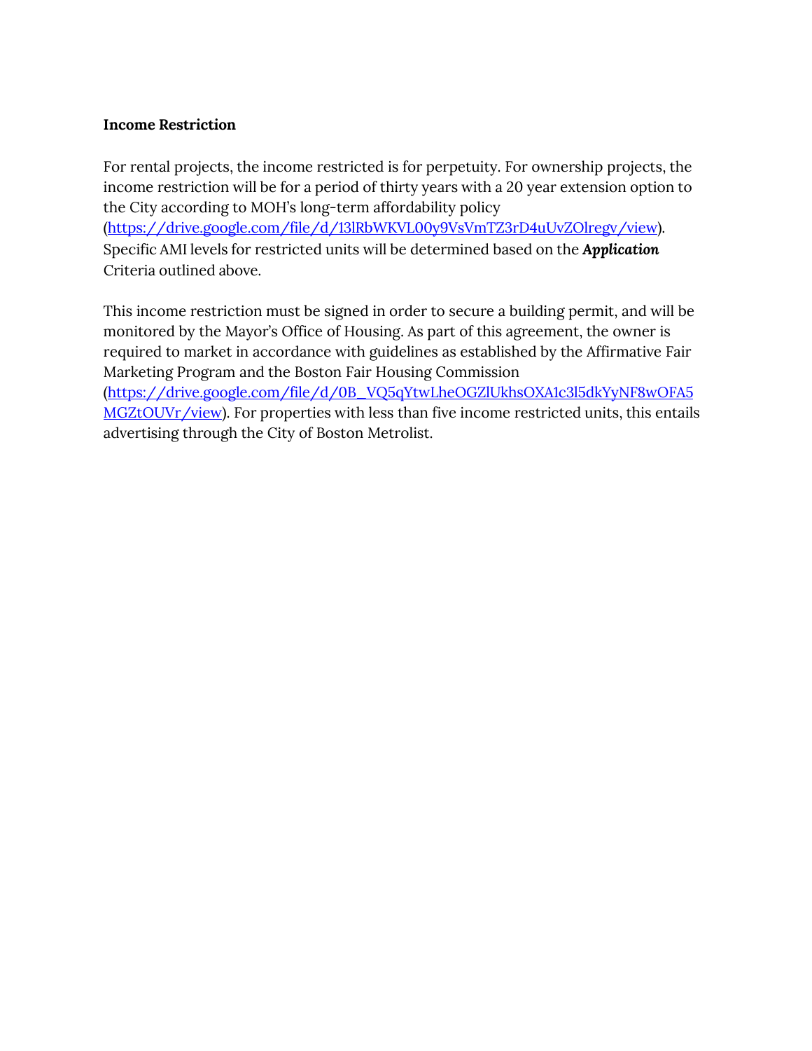**Income Restriction**

For rental projects, the income restricted is for perpetuity. For ownership projects, the income restriction will be for a period of thirty years with a 20 year extension option to the City according to MOH's long-term affordability policy (https://drive.google.com/file/d/13lRbWKVL00y9VsVmTZ3rD4uUvZOlregv/view). Specific AMI levels for restricted units will be determined based on the ***Application*** Criteria outlined above.

This income restriction must be signed in order to secure a building permit, and will be monitored by the Mayor's Office of Housing. As part of this agreement, the owner is required to market in accordance with guidelines as established by the Affirmative Fair Marketing Program and the Boston Fair Housing Commission (https://drive.google.com/file/d/0B_VQ5qYtwLheOGZlUkhsOXA1c3l5dkYyNF8wOFA5MGZtOUVr/view). For properties with less than five income restricted units, this entails advertising through the City of Boston Metrolist.